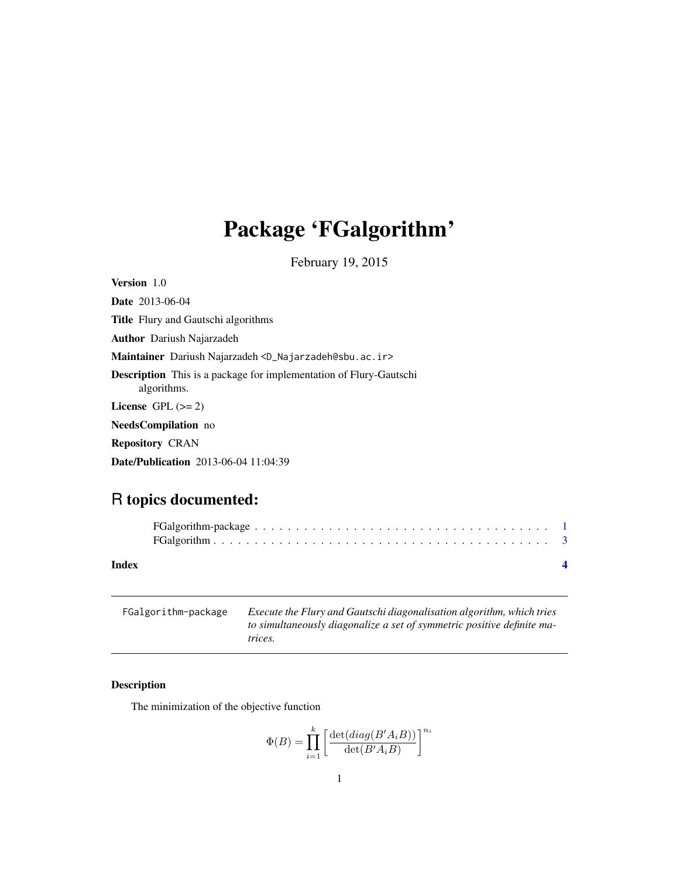# Package 'FGalgorithm'

February 19, 2015

**Version** 1.0

**Date** 2013-06-04

**Title** Flury and Gautschi algorithms

**Author** Dariush Najarzadeh

**Maintainer** Dariush Najarzadeh <D_Najarzadeh@sbu.ac.ir>

**Description** This is a package for implementation of Flury-Gautschi algorithms.

**License** GPL (>= 2)

**NeedsCompilation** no

**Repository** CRAN

**Date/Publication** 2013-06-04 11:04:39

## R topics documented:

| | |
|---|---|
| FGalgorithm-package | 1 |
| FGalgorithm | 3 |
| **Index** | **4** |

---

`FGalgorithm-package` *Execute the Flury and Gautschi diagonalisation algorithm, which tries to simultaneously diagonalize a set of symmetric positive definite matrices.*

---

### Description

The minimization of the objective function

$$\Phi(B) = \prod_{i=1}^{k} \left[ \frac{\det(diag(B' A_i B))}{\det(B' A_i B)} \right]^{n_i}$$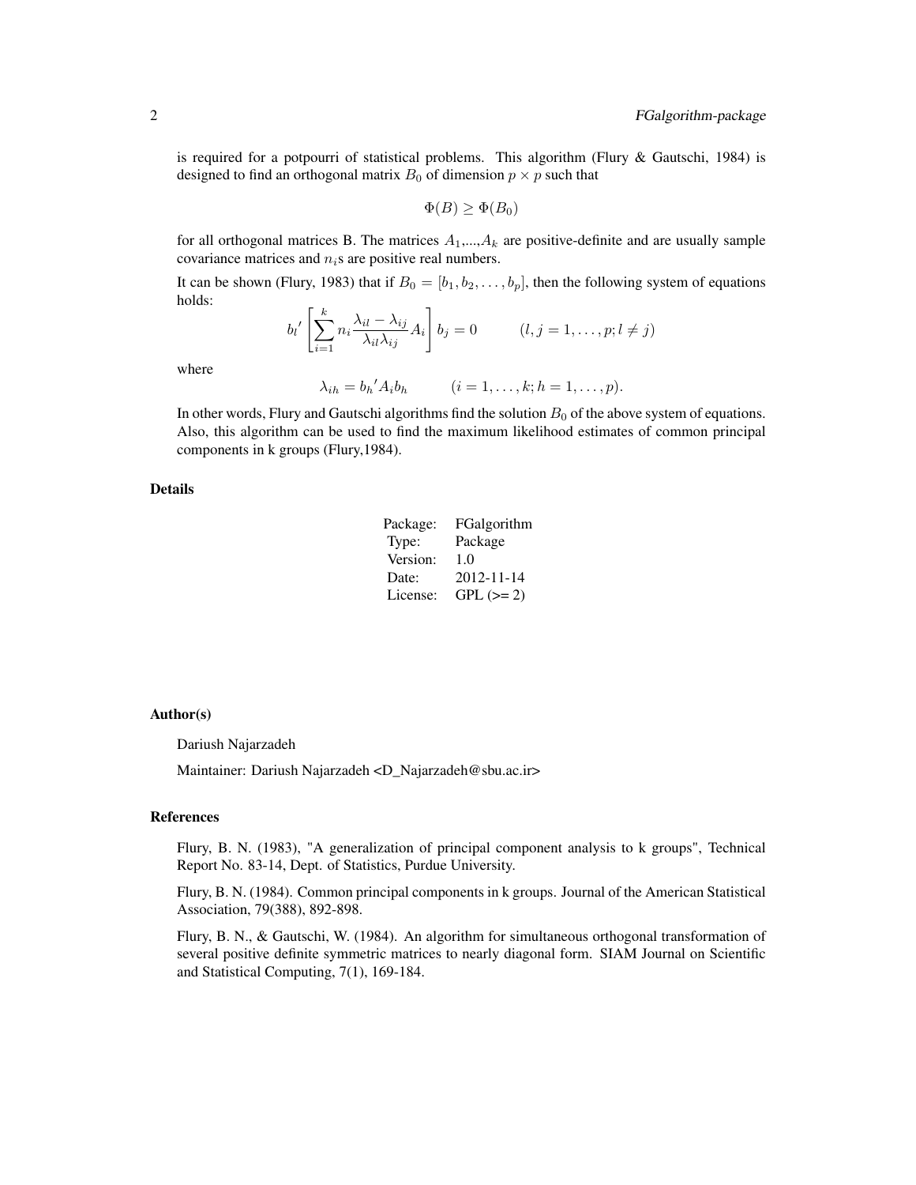is required for a potpourri of statistical problems. This algorithm (Flury & Gautschi, 1984) is designed to find an orthogonal matrix $B_0$ of dimension $p \times p$ such that

$$\Phi(B) \geq \Phi(B_0)$$

for all orthogonal matrices B. The matrices $A_1$,...,$A_k$ are positive-definite and are usually sample covariance matrices and $n_i$s are positive real numbers.

It can be shown (Flury, 1983) that if $B_0 = [b_1, b_2, \ldots, b_p]$, then the following system of equations holds:

$$b_l{}' \left[ \sum_{i=1}^{k} n_i \frac{\lambda_{il} - \lambda_{ij}}{\lambda_{il}\lambda_{ij}} A_i \right] b_j = 0 \qquad (l, j = 1, \ldots, p; l \neq j)$$

where

$$\lambda_{ih} = b_h{}' A_i b_h \qquad (i = 1, \ldots, k; h = 1, \ldots, p).$$

In other words, Flury and Gautschi algorithms find the solution $B_0$ of the above system of equations. Also, this algorithm can be used to find the maximum likelihood estimates of common principal components in k groups (Flury,1984).

## Details

| | |
|---|---|
| Package: | FGalgorithm |
| Type: | Package |
| Version: | 1.0 |
| Date: | 2012-11-14 |
| License: | GPL (>= 2) |

## Author(s)

Dariush Najarzadeh

Maintainer: Dariush Najarzadeh <D_Najarzadeh@sbu.ac.ir>

## References

Flury, B. N. (1983), "A generalization of principal component analysis to k groups", Technical Report No. 83-14, Dept. of Statistics, Purdue University.

Flury, B. N. (1984). Common principal components in k groups. Journal of the American Statistical Association, 79(388), 892-898.

Flury, B. N., & Gautschi, W. (1984). An algorithm for simultaneous orthogonal transformation of several positive definite symmetric matrices to nearly diagonal form. SIAM Journal on Scientific and Statistical Computing, 7(1), 169-184.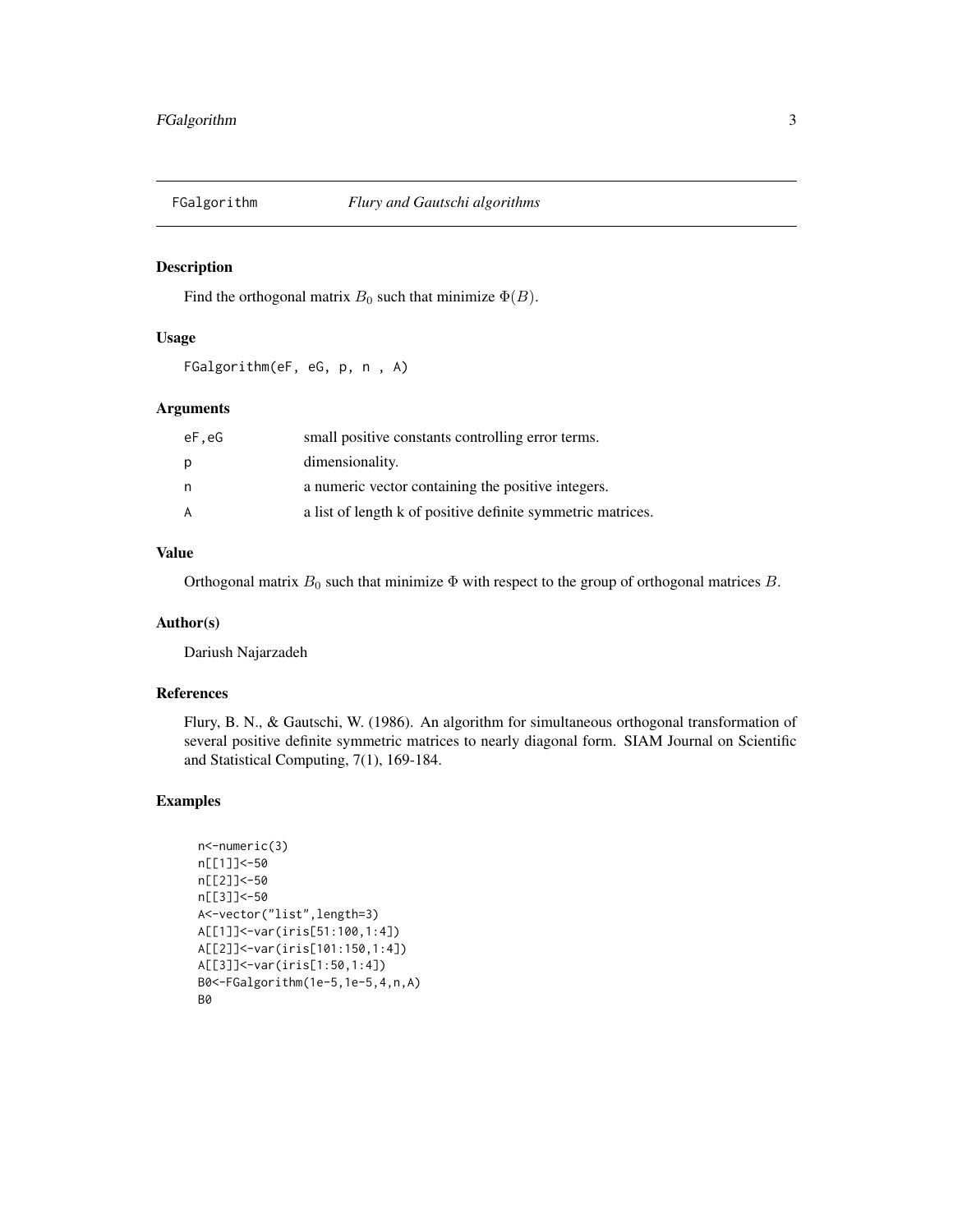# FGalgorithm *Flury and Gautschi algorithms*

## Description

Find the orthogonal matrix $B_0$ such that minimize $\Phi(B)$.

## Usage

```
FGalgorithm(eF, eG, p, n , A)
```

## Arguments

| | |
|---|---|
| eF,eG | small positive constants controlling error terms. |
| p | dimensionality. |
| n | a numeric vector containing the positive integers. |
| A | a list of length k of positive definite symmetric matrices. |

## Value

Orthogonal matrix $B_0$ such that minimize $\Phi$ with respect to the group of orthogonal matrices $B$.

## Author(s)

Dariush Najarzadeh

## References

Flury, B. N., & Gautschi, W. (1986). An algorithm for simultaneous orthogonal transformation of several positive definite symmetric matrices to nearly diagonal form. SIAM Journal on Scientific and Statistical Computing, 7(1), 169-184.

## Examples

```
n<-numeric(3)
n[[1]]<-50
n[[2]]<-50
n[[3]]<-50
A<-vector("list",length=3)
A[[1]]<-var(iris[51:100,1:4])
A[[2]]<-var(iris[101:150,1:4])
A[[3]]<-var(iris[1:50,1:4])
B0<-FGalgorithm(1e-5,1e-5,4,n,A)
B0
```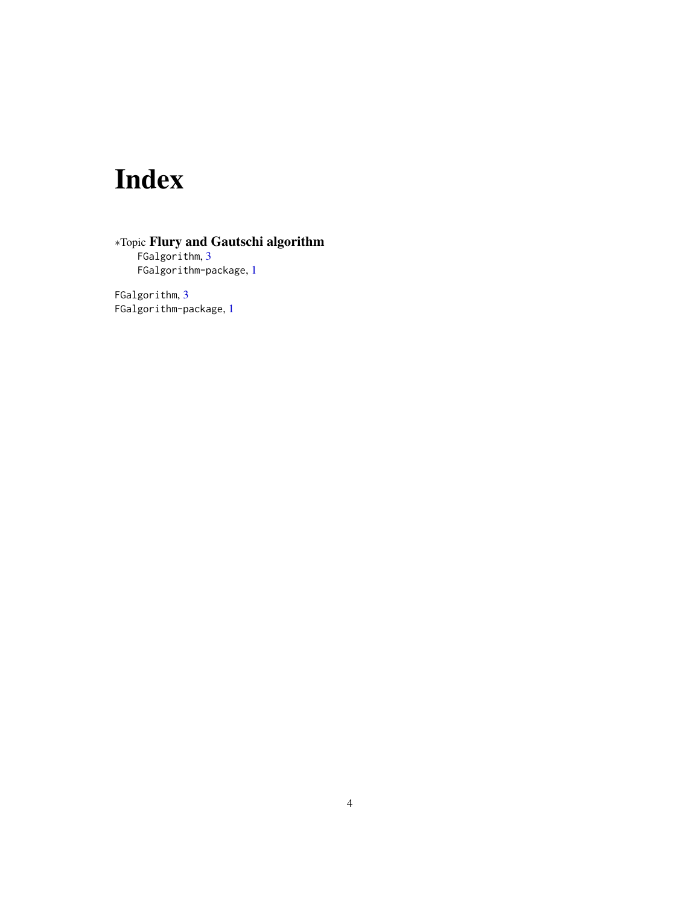# Index

∗Topic **Flury and Gautschi algorithm**

FGalgorithm, 3

FGalgorithm-package, 1

FGalgorithm, 3

FGalgorithm-package, 1